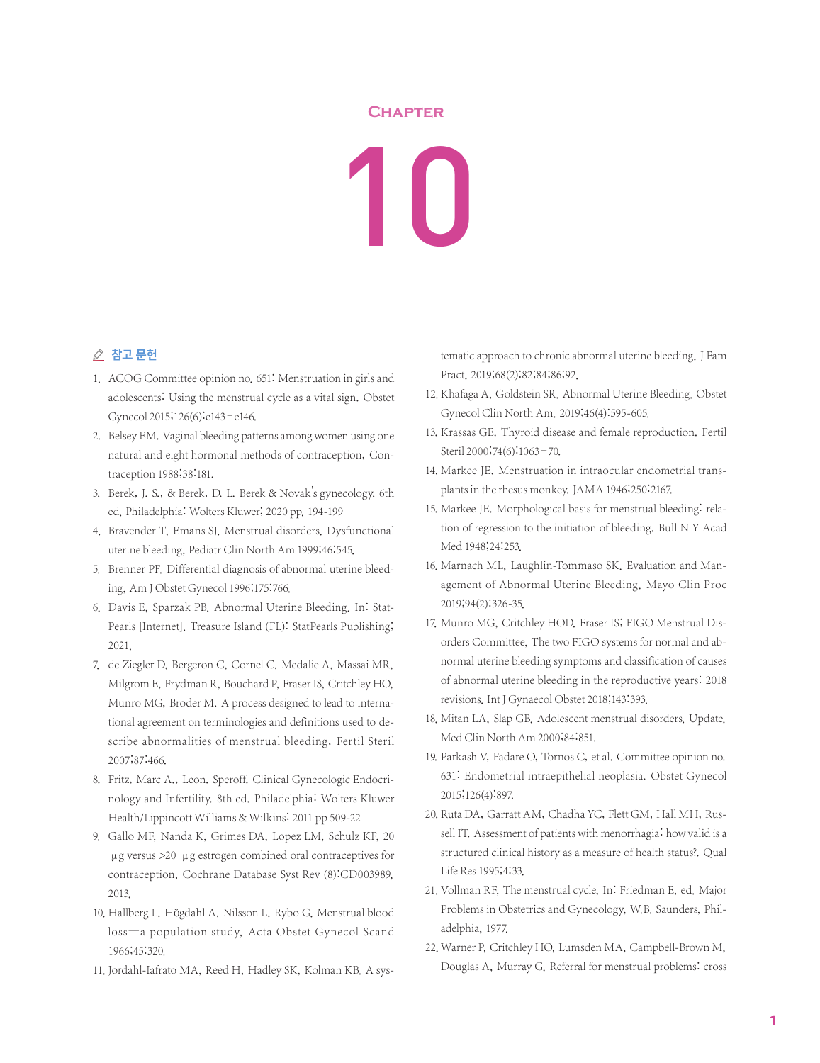# Chapter

# 10

## 참고 문헌

1. ACOG Committee opinion no. 651: Menstruation in girls and adolescents: Using the menstrual cycle as a vital sign. Obstet Gynecol 2015;126(6):e143–e146.
2. Belsey EM. Vaginal bleeding patterns among women using one natural and eight hormonal methods of contraception. Contraception 1988;38:181.
3. Berek, J. S., & Berek, D. L. Berek & Novak's gynecology. 6th ed. Philadelphia: Wolters Kluwer; 2020 pp. 194-199
4. Bravender T, Emans SJ. Menstrual disorders. Dysfunctional uterine bleeding. Pediatr Clin North Am 1999;46:545.
5. Brenner PF. Differential diagnosis of abnormal uterine bleeding. Am J Obstet Gynecol 1996;175:766.
6. Davis E, Sparzak PB. Abnormal Uterine Bleeding. In: StatPearls [Internet]. Treasure Island (FL): StatPearls Publishing; 2021.
7. de Ziegler D, Bergeron C, Cornel C, Medalie A, Massai MR, Milgrom E, Frydman R, Bouchard P, Fraser IS, Critchley HO, Munro MG, Broder M. A process designed to lead to international agreement on terminologies and definitions used to describe abnormalities of menstrual bleeding. Fertil Steril 2007;87:466.
8. Fritz, Marc A., Leon. Speroff. Clinical Gynecologic Endocrinology and Infertility. 8th ed. Philadelphia: Wolters Kluwer Health/Lippincott Williams & Wilkins; 2011 pp 509-22
9. Gallo MF, Nanda K, Grimes DA, Lopez LM, Schulz KF. 20 μg versus >20 μg estrogen combined oral contraceptives for contraception. Cochrane Database Syst Rev (8):CD003989, 2013.
10. Hallberg L, Högdahl A, Nilsson L, Rybo G. Menstrual blood loss—a population study. Acta Obstet Gynecol Scand 1966;45:320.
11. Jordahl-Iafrato MA, Reed H, Hadley SK, Kolman KB. A systematic approach to chronic abnormal uterine bleeding. J Fam Pract. 2019;68(2):82;84;86;92.
12. Khafaga A, Goldstein SR. Abnormal Uterine Bleeding. Obstet Gynecol Clin North Am. 2019;46(4):595-605.
13. Krassas GE. Thyroid disease and female reproduction. Fertil Steril 2000;74(6):1063–70.
14. Markee JE. Menstruation in intraocular endometrial transplants in the rhesus monkey. JAMA 1946;250:2167.
15. Markee JE. Morphological basis for menstrual bleeding: relation of regression to the initiation of bleeding. Bull N Y Acad Med 1948;24:253.
16. Marnach ML, Laughlin-Tommaso SK. Evaluation and Management of Abnormal Uterine Bleeding. Mayo Clin Proc 2019;94(2):326-35.
17. Munro MG, Critchley HOD, Fraser IS; FIGO Menstrual Disorders Committee. The two FIGO systems for normal and abnormal uterine bleeding symptoms and classification of causes of abnormal uterine bleeding in the reproductive years: 2018 revisions. Int J Gynaecol Obstet 2018;143:393.
18. Mitan LA, Slap GB. Adolescent menstrual disorders. Update. Med Clin North Am 2000;84:851.
19. Parkash V, Fadare O, Tornos C, et al. Committee opinion no. 631: Endometrial intraepithelial neoplasia. Obstet Gynecol 2015;126(4):897.
20. Ruta DA, Garratt AM, Chadha YC, Flett GM, Hall MH, Russell IT. Assessment of patients with menorrhagia: how valid is a structured clinical history as a measure of health status?. Qual Life Res 1995;4:33.
21. Vollman RF. The menstrual cycle. In: Friedman E, ed. Major Problems in Obstetrics and Gynecology. W.B. Saunders, Philadelphia, 1977.
22. Warner P, Critchley HO, Lumsden MA, Campbell-Brown M, Douglas A, Murray G. Referral for menstrual problems: cross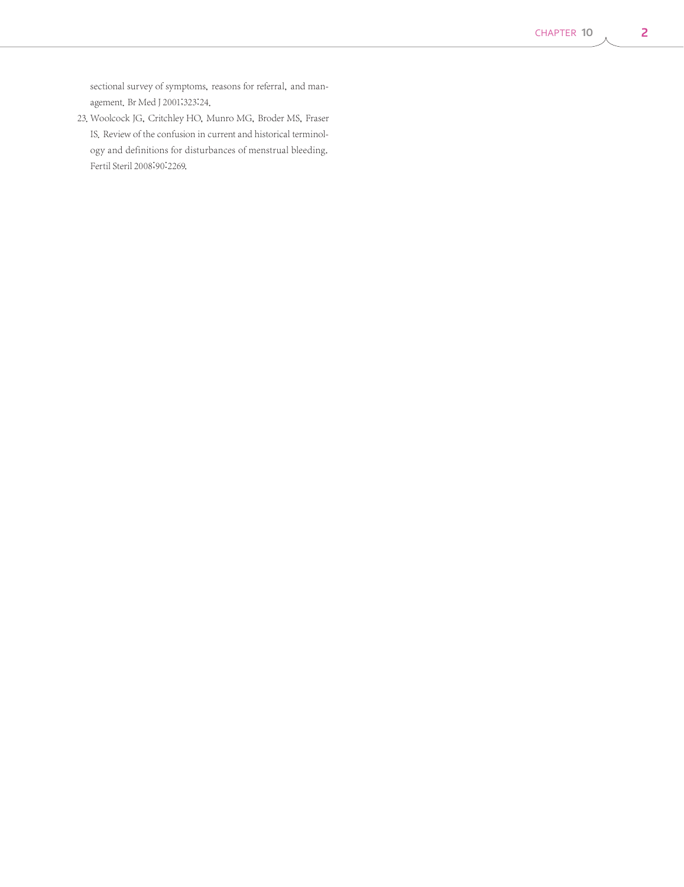sectional survey of symptoms, reasons for referral, and management. Br Med J 2001;323:24.

23. Woolcock JG, Critchley HO, Munro MG, Broder MS, Fraser IS. Review of the confusion in current and historical terminology and definitions for disturbances of menstrual bleeding. Fertil Steril 2008;90:2269.